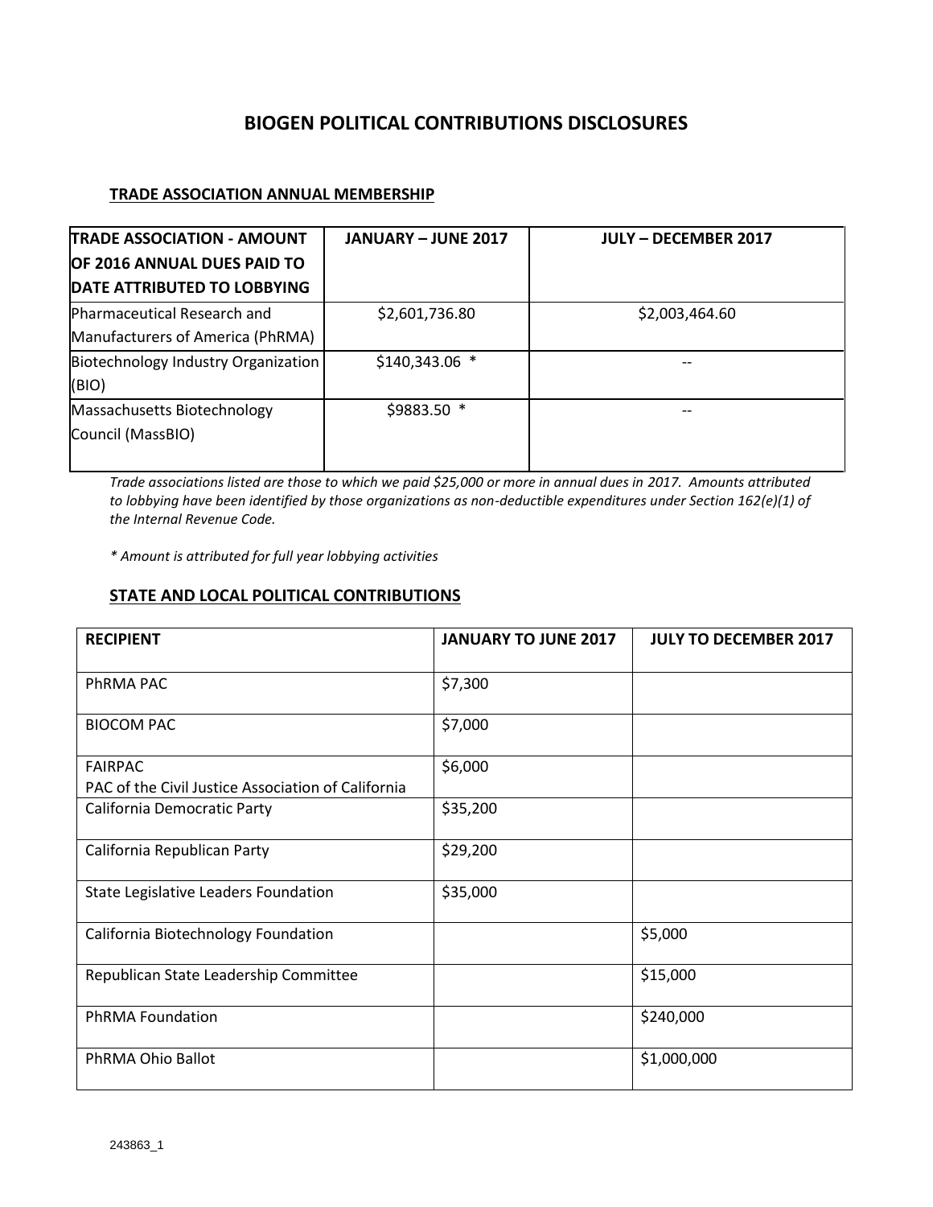# BIOGEN POLITICAL CONTRIBUTIONS DISCLOSURES

## TRADE ASSOCIATION ANNUAL MEMBERSHIP

| TRADE ASSOCIATION - AMOUNT OF 2016 ANNUAL DUES PAID TO DATE ATTRIBUTED TO LOBBYING | JANUARY – JUNE 2017 | JULY – DECEMBER 2017 |
|---|---|---|
| Pharmaceutical Research and Manufacturers of America (PhRMA) | $2,601,736.80 | $2,003,464.60 |
| Biotechnology Industry Organization (BIO) | $140,343.06 * | -- |
| Massachusetts Biotechnology Council (MassBIO) | $9883.50 * | -- |

*Trade associations listed are those to which we paid $25,000 or more in annual dues in 2017. Amounts attributed to lobbying have been identified by those organizations as non-deductible expenditures under Section 162(e)(1) of the Internal Revenue Code.*

*\* Amount is attributed for full year lobbying activities*

## STATE AND LOCAL POLITICAL CONTRIBUTIONS

| RECIPIENT | JANUARY TO JUNE 2017 | JULY TO DECEMBER 2017 |
|---|---|---|
| PhRMA PAC | $7,300 | |
| BIOCOM PAC | $7,000 | |
| FAIRPAC<br>PAC of the Civil Justice Association of California | $6,000 | |
| California Democratic Party | $35,200 | |
| California Republican Party | $29,200 | |
| State Legislative Leaders Foundation | $35,000 | |
| California Biotechnology Foundation | | $5,000 |
| Republican State Leadership Committee | | $15,000 |
| PhRMA Foundation | | $240,000 |
| PhRMA Ohio Ballot | | $1,000,000 |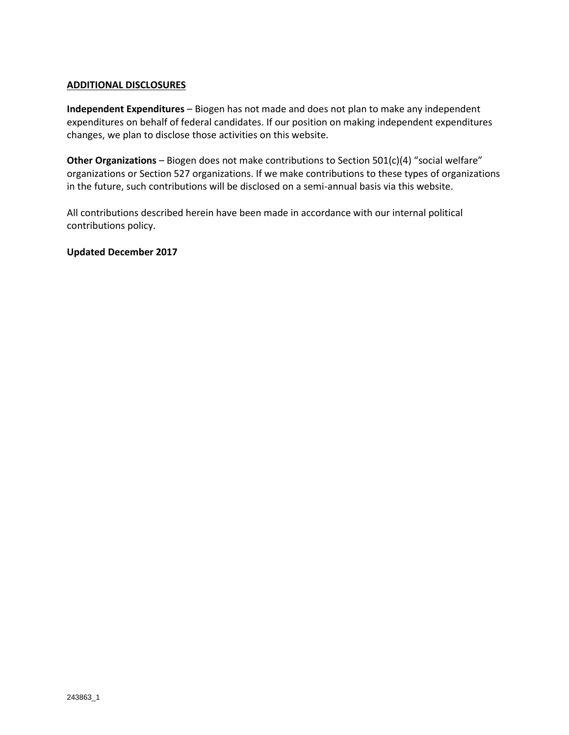## ADDITIONAL DISCLOSURES

**Independent Expenditures** – Biogen has not made and does not plan to make any independent expenditures on behalf of federal candidates. If our position on making independent expenditures changes, we plan to disclose those activities on this website.

**Other Organizations** – Biogen does not make contributions to Section 501(c)(4) "social welfare" organizations or Section 527 organizations. If we make contributions to these types of organizations in the future, such contributions will be disclosed on a semi-annual basis via this website.

All contributions described herein have been made in accordance with our internal political contributions policy.

**Updated December 2017**

243863_1